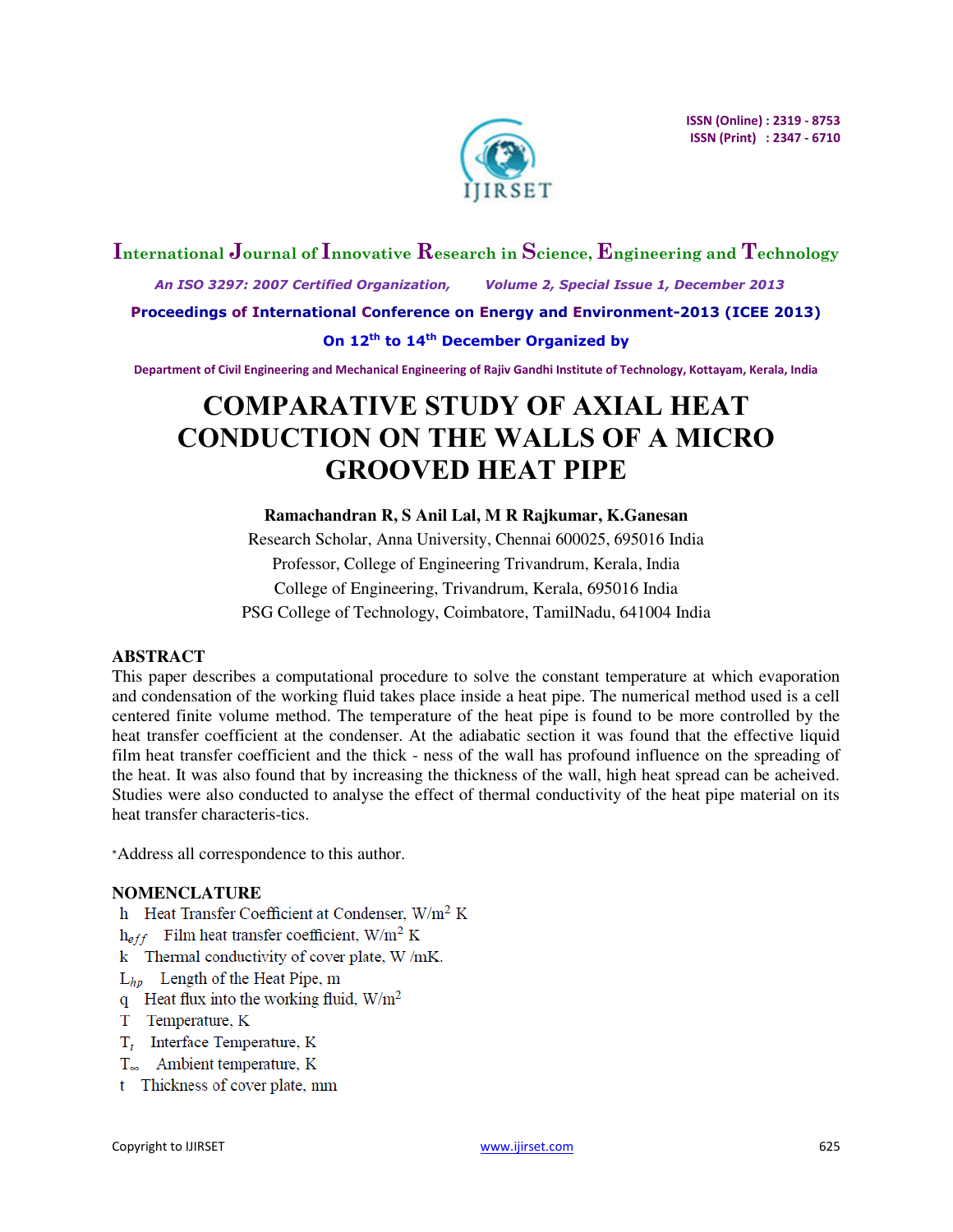# COMPARATIVE STUDY OF AXIAL HEAT CONDUCTION ON THE WALLS OF A MICRO GROOVED HEAT PIPE

**Ramachandran R, S Anil Lal, M R Rajkumar, K.Ganesan**

Research Scholar, Anna University, Chennai 600025, 695016 India

Professor, College of Engineering Trivandrum, Kerala, India

College of Engineering, Trivandrum, Kerala, 695016 India

PSG College of Technology, Coimbatore, TamilNadu, 641004 India

## ABSTRACT

This paper describes a computational procedure to solve the constant temperature at which evaporation and condensation of the working fluid takes place inside a heat pipe. The numerical method used is a cell centered finite volume method. The temperature of the heat pipe is found to be more controlled by the heat transfer coefficient at the condenser. At the adiabatic section it was found that the effective liquid film heat transfer coefficient and the thick - ness of the wall has profound influence on the spreading of the heat. It was also found that by increasing the thickness of the wall, high heat spread can be acheived. Studies were also conducted to analyse the effect of thermal conductivity of the heat pipe material on its heat transfer characteris-tics.

*Address all correspondence to this author.

## NOMENCLATURE

- $h$ Heat Transfer Coefficient at Condenser, W/m$^2$ K
- $h_{eff}$ Film heat transfer coefficient, W/m$^2$ K
- $k$ Thermal conductivity of cover plate, W /mK.
- $L_{hp}$ Length of the Heat Pipe, m
- $q$ Heat flux into the working fluid, W/m$^2$
- $T$ Temperature, K
- $T_i$ Interface Temperature, K
- $T_\infty$ Ambient temperature, K
- $t$ Thickness of cover plate, mm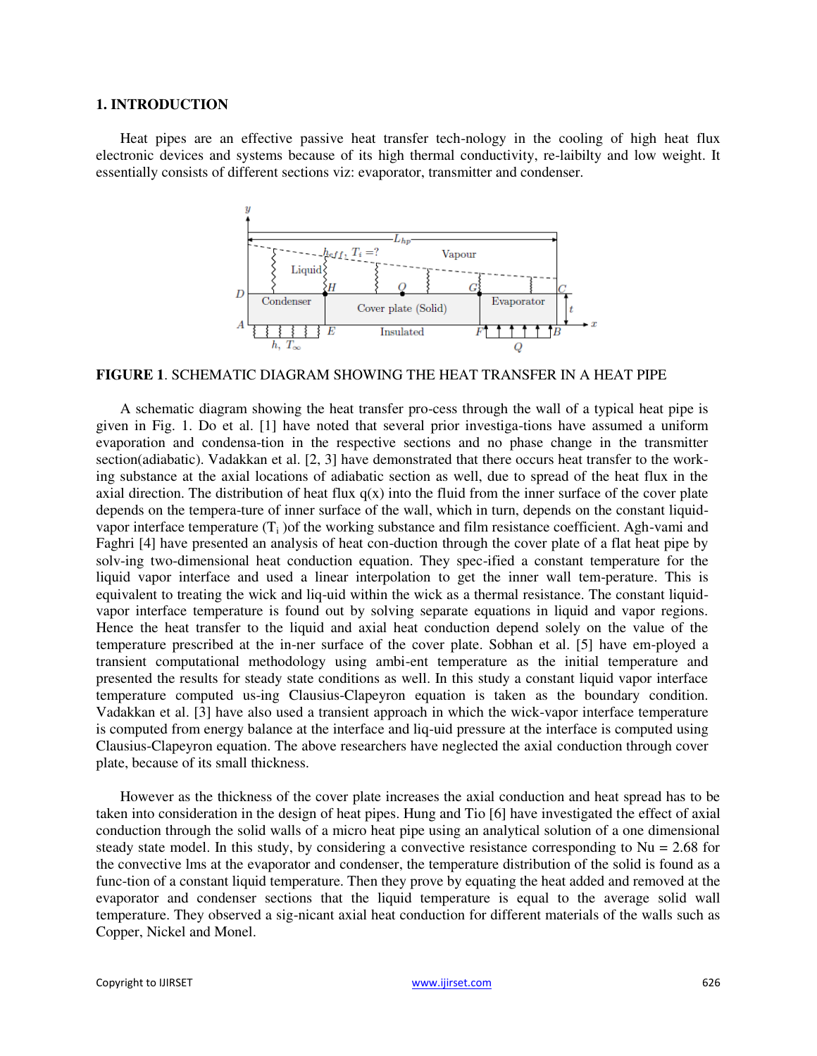## 1. INTRODUCTION

Heat pipes are an effective passive heat transfer tech-nology in the cooling of high heat flux electronic devices and systems because of its high thermal conductivity, re-laibilty and low weight. It essentially consists of different sections viz: evaporator, transmitter and condenser.

**FIGURE 1**. SCHEMATIC DIAGRAM SHOWING THE HEAT TRANSFER IN A HEAT PIPE

A schematic diagram showing the heat transfer pro-cess through the wall of a typical heat pipe is given in Fig. 1. Do et al. [1] have noted that several prior investiga-tions have assumed a uniform evaporation and condensa-tion in the respective sections and no phase change in the transmitter section(adiabatic). Vadakkan et al. [2, 3] have demonstrated that there occurs heat transfer to the work-ing substance at the axial locations of adiabatic section as well, due to spread of the heat flux in the axial direction. The distribution of heat flux q(x) into the fluid from the inner surface of the cover plate depends on the tempera-ture of inner surface of the wall, which in turn, depends on the constant liquid-vapor interface temperature ($T_i$ )of the working substance and film resistance coefficient. Agh-vami and Faghri [4] have presented an analysis of heat con-duction through the cover plate of a flat heat pipe by solv-ing two-dimensional heat conduction equation. They spec-ified a constant temperature for the liquid vapor interface and used a linear interpolation to get the inner wall tem-perature. This is equivalent to treating the wick and liq-uid within the wick as a thermal resistance. The constant liquid-vapor interface temperature is found out by solving separate equations in liquid and vapor regions. Hence the heat transfer to the liquid and axial heat conduction depend solely on the value of the temperature prescribed at the in-ner surface of the cover plate. Sobhan et al. [5] have em-ployed a transient computational methodology using ambi-ent temperature as the initial temperature and presented the results for steady state conditions as well. In this study a constant liquid vapor interface temperature computed us-ing Clausius-Clapeyron equation is taken as the boundary condition. Vadakkan et al. [3] have also used a transient approach in which the wick-vapor interface temperature is computed from energy balance at the interface and liq-uid pressure at the interface is computed using Clausius-Clapeyron equation. The above researchers have neglected the axial conduction through cover plate, because of its small thickness.

However as the thickness of the cover plate increases the axial conduction and heat spread has to be taken into consideration in the design of heat pipes. Hung and Tio [6] have investigated the effect of axial conduction through the solid walls of a micro heat pipe using an analytical solution of a one dimensional steady state model. In this study, by considering a convective resistance corresponding to Nu = 2.68 for the convective lms at the evaporator and condenser, the temperature distribution of the solid is found as a func-tion of a constant liquid temperature. Then they prove by equating the heat added and removed at the evaporator and condenser sections that the liquid temperature is equal to the average solid wall temperature. They observed a sig-nicant axial heat conduction for different materials of the walls such as Copper, Nickel and Monel.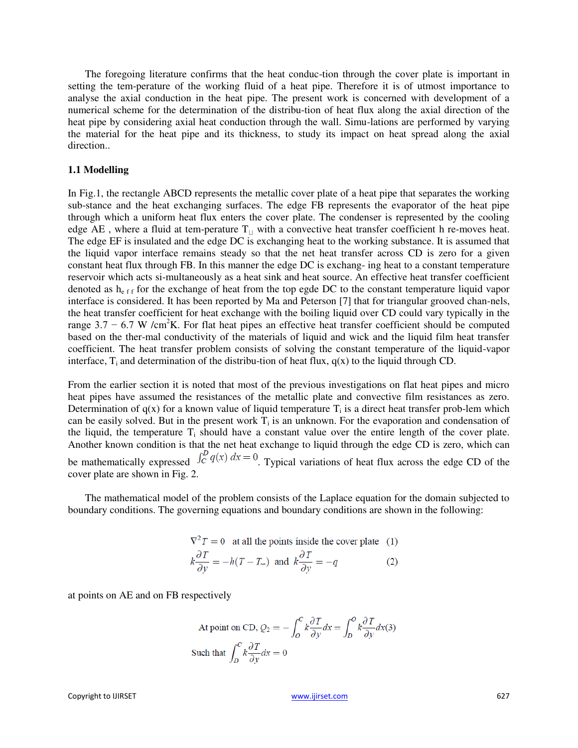The foregoing literature confirms that the heat conduc-tion through the cover plate is important in setting the tem-perature of the working fluid of a heat pipe. Therefore it is of utmost importance to analyse the axial conduction in the heat pipe. The present work is concerned with development of a numerical scheme for the determination of the distribu-tion of heat flux along the axial direction of the heat pipe by considering axial heat conduction through the wall. Simu-lations are performed by varying the material for the heat pipe and its thickness, to study its impact on heat spread along the axial direction..

### 1.1 Modelling

In Fig.1, the rectangle ABCD represents the metallic cover plate of a heat pipe that separates the working sub-stance and the heat exchanging surfaces. The edge FB represents the evaporator of the heat pipe through which a uniform heat flux enters the cover plate. The condenser is represented by the cooling edge AE , where a fluid at tem-perature $T_{\infty}$ with a convective heat transfer coefficient h re-moves heat. The edge EF is insulated and the edge DC is exchanging heat to the working substance. It is assumed that the liquid vapor interface remains steady so that the net heat transfer across CD is zero for a given constant heat flux through FB. In this manner the edge DC is exchang- ing heat to a constant temperature reservoir which acts si-multaneously as a heat sink and heat source. An effective heat transfer coefficient denoted as $h_{eff}$ for the exchange of heat from the top egde DC to the constant temperature liquid vapor interface is considered. It has been reported by Ma and Peterson [7] that for triangular grooved chan-nels, the heat transfer coefficient for heat exchange with the boiling liquid over CD could vary typically in the range $3.7 - 6.7$ W /cm$^2$K. For flat heat pipes an effective heat transfer coefficient should be computed based on the ther-mal conductivity of the materials of liquid and wick and the liquid film heat transfer coefficient. The heat transfer problem consists of solving the constant temperature of the liquid-vapor interface, $T_i$ and determination of the distribu-tion of heat flux, q(x) to the liquid through CD.

From the earlier section it is noted that most of the previous investigations on flat heat pipes and micro heat pipes have assumed the resistances of the metallic plate and convective film resistances as zero. Determination of q(x) for a known value of liquid temperature $T_i$ is a direct heat transfer prob-lem which can be easily solved. But in the present work $T_i$ is an unknown. For the evaporation and condensation of the liquid, the temperature $T_i$ should have a constant value over the entire length of the cover plate. Another known condition is that the net heat exchange to liquid through the edge CD is zero, which can be mathematically expressed $\int_C^D q(x)\,dx = 0$. Typical variations of heat flux across the edge CD of the cover plate are shown in Fig. 2.

The mathematical model of the problem consists of the Laplace equation for the domain subjected to boundary conditions. The governing equations and boundary conditions are shown in the following:

$$\nabla^2 T = 0 \quad \text{at all the points inside the cover plate} \quad (1)$$

$$k\frac{\partial T}{\partial y} = -h(T - T_{\infty}) \quad \text{and} \quad k\frac{\partial T}{\partial y} = -q \quad (2)$$

at points on AE and on FB respectively

$$\text{At point on CD, } Q_2 = -\int_O^C k\frac{\partial T}{\partial y}dx = \int_D^O k\frac{\partial T}{\partial y}dx \quad (3)$$

$$\text{Such that } \int_D^C k\frac{\partial T}{\partial y}dx = 0$$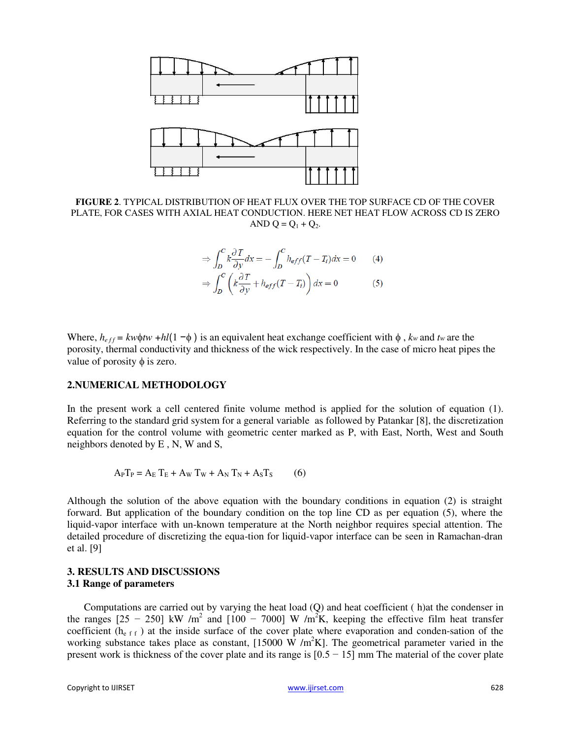**FIGURE 2**. TYPICAL DISTRIBUTION OF HEAT FLUX OVER THE TOP SURFACE CD OF THE COVER PLATE, FOR CASES WITH AXIAL HEAT CONDUCTION. HERE NET HEAT FLOW ACROSS CD IS ZERO AND $Q = Q_1 + Q_2$.

$$\Rightarrow \int_D^C k\frac{\partial T}{\partial y}dx = -\int_D^C h_{eff}(T - T_i)dx = 0 \qquad (4)$$

$$\Rightarrow \int_D^C \left(k\frac{\partial T}{\partial y} + h_{eff}(T - T_i)\right)dx = 0 \qquad (5)$$

Where, $h_{eff} = k_w \phi t_w + hl(1 - \phi)$ is an equivalent heat exchange coefficient with $\phi$ , $k_w$ and $t_w$ are the porosity, thermal conductivity and thickness of the wick respectively. In the case of micro heat pipes the value of porosity $\phi$ is zero.

## 2.NUMERICAL METHODOLOGY

In the present work a cell centered finite volume method is applied for the solution of equation (1). Referring to the standard grid system for a general variable as followed by Patankar [8], the discretization equation for the control volume with geometric center marked as P, with East, North, West and South neighbors denoted by E , N, W and S,

$$A_P T_P = A_E T_E + A_W T_W + A_N T_N + A_S T_S \qquad (6)$$

Although the solution of the above equation with the boundary conditions in equation (2) is straight forward. But application of the boundary condition on the top line CD as per equation (5), where the liquid-vapor interface with un-known temperature at the North neighbor requires special attention. The detailed procedure of discretizing the equa-tion for liquid-vapor interface can be seen in Ramachan-dran et al. [9]

## 3. RESULTS AND DISCUSSIONS

### 3.1 Range of parameters

Computations are carried out by varying the heat load (Q) and heat coefficient ( h)at the condenser in the ranges [25 − 250] kW /m$^2$ and [100 − 7000] W /m$^2$K, keeping the effective film heat transfer coefficient ($h_{eff}$ ) at the inside surface of the cover plate where evaporation and conden-sation of the working substance takes place as constant, [15000 W /m$^2$K]. The geometrical parameter varied in the present work is thickness of the cover plate and its range is [0.5 − 15] mm The material of the cover plate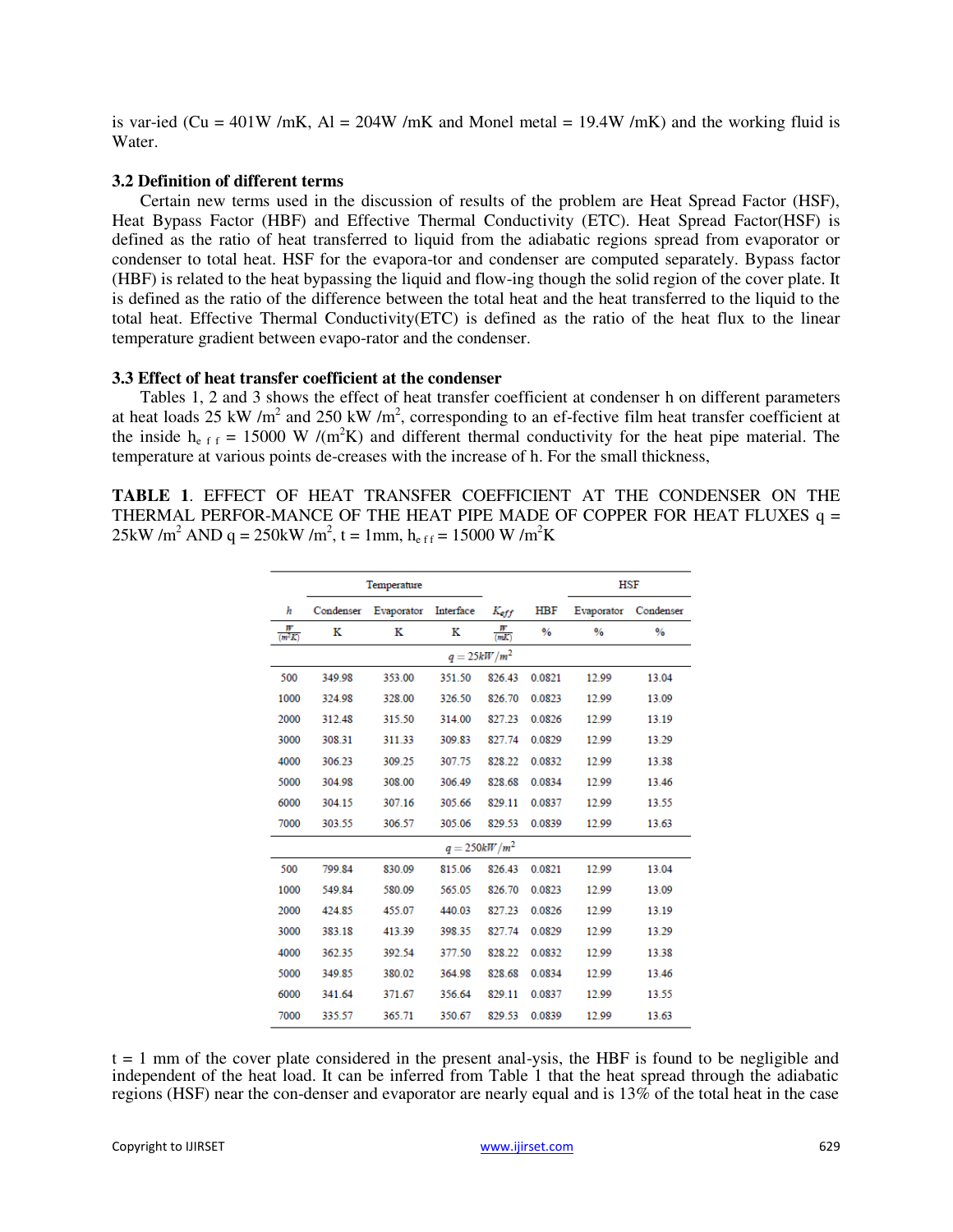is var-ied (Cu = 401W /mK, Al = 204W /mK and Monel metal = 19.4W /mK) and the working fluid is Water.

### 3.2 Definition of different terms

Certain new terms used in the discussion of results of the problem are Heat Spread Factor (HSF), Heat Bypass Factor (HBF) and Effective Thermal Conductivity (ETC). Heat Spread Factor(HSF) is defined as the ratio of heat transferred to liquid from the adiabatic regions spread from evaporator or condenser to total heat. HSF for the evapora-tor and condenser are computed separately. Bypass factor (HBF) is related to the heat bypassing the liquid and flow-ing though the solid region of the cover plate. It is defined as the ratio of the difference between the total heat and the heat transferred to the liquid to the total heat. Effective Thermal Conductivity(ETC) is defined as the ratio of the heat flux to the linear temperature gradient between evapo-rator and the condenser.

### 3.3 Effect of heat transfer coefficient at the condenser

Tables 1, 2 and 3 shows the effect of heat transfer coefficient at condenser h on different parameters at heat loads 25 kW /m$^2$ and 250 kW /m$^2$, corresponding to an ef-fective film heat transfer coefficient at the inside $h_{eff}$ = 15000 W /(m$^2$K) and different thermal conductivity for the heat pipe material. The temperature at various points de-creases with the increase of h. For the small thickness,

**TABLE 1**. EFFECT OF HEAT TRANSFER COEFFICIENT AT THE CONDENSER ON THE THERMAL PERFOR-MANCE OF THE HEAT PIPE MADE OF COPPER FOR HEAT FLUXES q = 25kW /m$^2$ AND q = 250kW /m$^2$, t = 1mm, $h_{eff}$ = 15000 W /m$^2$K

| | Temperature | | | | | HSF | |
|---|---|---|---|---|---|---|---|
| $h$ | Condenser | Evaporator | Interface | $K_{eff}$ | HBF | Evaporator | Condenser |
| $\frac{W}{(m^2K)}$ | K | K | K | $\frac{W}{(mK)}$ | % | % | % |
| | | | $q = 25kW/m^2$ | | | | |
| 500 | 349.98 | 353.00 | 351.50 | 826.43 | 0.0821 | 12.99 | 13.04 |
| 1000 | 324.98 | 328.00 | 326.50 | 826.70 | 0.0823 | 12.99 | 13.09 |
| 2000 | 312.48 | 315.50 | 314.00 | 827.23 | 0.0826 | 12.99 | 13.19 |
| 3000 | 308.31 | 311.33 | 309.83 | 827.74 | 0.0829 | 12.99 | 13.29 |
| 4000 | 306.23 | 309.25 | 307.75 | 828.22 | 0.0832 | 12.99 | 13.38 |
| 5000 | 304.98 | 308.00 | 306.49 | 828.68 | 0.0834 | 12.99 | 13.46 |
| 6000 | 304.15 | 307.16 | 305.66 | 829.11 | 0.0837 | 12.99 | 13.55 |
| 7000 | 303.55 | 306.57 | 305.06 | 829.53 | 0.0839 | 12.99 | 13.63 |
| | | | $q = 250kW/m^2$ | | | | |
| 500 | 799.84 | 830.09 | 815.06 | 826.43 | 0.0821 | 12.99 | 13.04 |
| 1000 | 549.84 | 580.09 | 565.05 | 826.70 | 0.0823 | 12.99 | 13.09 |
| 2000 | 424.85 | 455.07 | 440.03 | 827.23 | 0.0826 | 12.99 | 13.19 |
| 3000 | 383.18 | 413.39 | 398.35 | 827.74 | 0.0829 | 12.99 | 13.29 |
| 4000 | 362.35 | 392.54 | 377.50 | 828.22 | 0.0832 | 12.99 | 13.38 |
| 5000 | 349.85 | 380.02 | 364.98 | 828.68 | 0.0834 | 12.99 | 13.46 |
| 6000 | 341.64 | 371.67 | 356.64 | 829.11 | 0.0837 | 12.99 | 13.55 |
| 7000 | 335.57 | 365.71 | 350.67 | 829.53 | 0.0839 | 12.99 | 13.63 |

t = 1 mm of the cover plate considered in the present anal-ysis, the HBF is found to be negligible and independent of the heat load. It can be inferred from Table 1 that the heat spread through the adiabatic regions (HSF) near the con-denser and evaporator are nearly equal and is 13% of the total heat in the case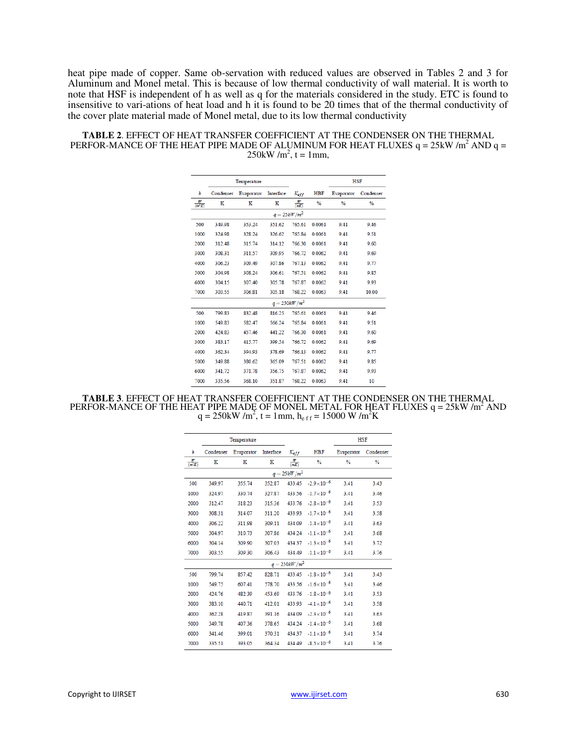heat pipe made of copper. Same ob-servation with reduced values are observed in Tables 2 and 3 for Aluminum and Monel metal. This is because of low thermal conductivity of wall material. It is worth to note that HSF is independent of h as well as q for the materials considered in the study. ETC is found to insensitive to vari-ations of heat load and h it is found to be 20 times that of the thermal conductivity of the cover plate material made of Monel metal, due to its low thermal conductivity

**TABLE 2**. EFFECT OF HEAT TRANSFER COEFFICIENT AT THE CONDENSER ON THE THERMAL PERFOR-MANCE OF THE HEAT PIPE MADE OF ALUMINUM FOR HEAT FLUXES q = 25kW /m$^2$ AND q = 250kW /m$^2$, t = 1mm,

| $h$ | Temperature | | | $K_{eff}$ | HBF | HSF | |
|---|---|---|---|---|---|---|---|
| | Condenser | Evaporator | Interface | | | Evaporator | Condenser |
| $\frac{W}{(m^2K)}$ | K | K | K | $\frac{W}{(mK)}$ | % | % | % |
| | | | $q = 25kW/m^2$ | | | | |
| 500 | 349.98 | 353.24 | 351.62 | 765.61 | 0.0061 | 9.41 | 9.46 |
| 1000 | 324.98 | 328.24 | 326.62 | 765.84 | 0.0061 | 9.41 | 9.51 |
| 2000 | 312.48 | 315.74 | 314.12 | 766.30 | 0.0061 | 9.41 | 9.60 |
| 3000 | 308.31 | 311.57 | 309.95 | 766.72 | 0.0062 | 9.41 | 9.69 |
| 4000 | 306.23 | 309.49 | 307.86 | 767.13 | 0.0062 | 9.41 | 9.77 |
| 5000 | 304.98 | 308.24 | 306.61 | 767.51 | 0.0062 | 9.41 | 9.85 |
| 6000 | 304.15 | 307.40 | 305.78 | 767.87 | 0.0062 | 9.41 | 9.93 |
| 7000 | 303.55 | 306.81 | 305.18 | 768.22 | 0.0063 | 9.41 | 10.00 |
| | | | $q = 250kW/m^2$ | | | | |
| 500 | 799.83 | 832.48 | 816.25 | 765.61 | 0.0061 | 9.41 | 9.46 |
| 1000 | 549.83 | 582.47 | 566.24 | 765.84 | 0.0061 | 9.41 | 9.51 |
| 2000 | 424.83 | 457.46 | 441.22 | 766.30 | 0.0061 | 9.41 | 9.60 |
| 3000 | 383.17 | 415.77 | 399.54 | 766.72 | 0.0062 | 9.41 | 9.69 |
| 4000 | 362.34 | 394.93 | 378.69 | 766.13 | 0.0062 | 9.41 | 9.77 |
| 5000 | 349.88 | 380.62 | 365.09 | 767.51 | 0.0062 | 9.41 | 9.85 |
| 6000 | 341.72 | 371.78 | 356.75 | 767.87 | 0.0062 | 9.41 | 9.93 |
| 7000 | 335.56 | 368.10 | 351.87 | 768.22 | 0.0063 | 9.41 | 10 |

**TABLE 3**. EFFECT OF HEAT TRANSFER COEFFICIENT AT THE CONDENSER ON THE THERMAL PERFOR-MANCE OF THE HEAT PIPE MADE OF MONEL METAL FOR HEAT FLUXES q = 25kW /m$^2$ AND q = 250kW /m$^2$, t = 1mm, $h_{eff}$ = 15000 W /m$^2$K

| $h$ | Temperature | | | $K_{eff}$ | HBF | HSF | |
|---|---|---|---|---|---|---|---|
| | Condenser | Evaporator | Interface | | | Evaporator | Condenser |
| $\frac{W}{(m^2K)}$ | K | K | K | $\frac{W}{(mK)}$ | % | % | % |
| | | | $q = 25kW/m^2$ | | | | |
| 500 | 349.97 | 355.74 | 352.87 | 433.45 | $-2.9\times10^{-6}$ | 3.41 | 3.43 |
| 1000 | 324.97 | 330.74 | 327.87 | 433.56 | $-1.7\times10^{-6}$ | 3.41 | 3.46 |
| 2000 | 312.47 | 318.23 | 315.36 | 433.76 | $-2.8\times10^{-6}$ | 3.41 | 3.53 |
| 3000 | 308.31 | 314.07 | 311.20 | 433.93 | $-1.7\times10^{-6}$ | 3.41 | 3.58 |
| 4000 | 306.22 | 311.98 | 309.11 | 434.09 | $-1.4\times10^{-6}$ | 3.41 | 3.63 |
| 5000 | 304.97 | 310.73 | 307.86 | 434.24 | $-1.1\times10^{-6}$ | 3.41 | 3.68 |
| 6000 | 304.14 | 309.90 | 307.03 | 434.37 | $-1.3\times10^{-6}$ | 3.41 | 3.72 |
| 7000 | 303.55 | 309.30 | 306.43 | 434.49 | $-1.1\times10^{-6}$ | 3.41 | 3.76 |
| | | | $q = 250kW/m^2$ | | | | |
| 500 | 799.74 | 857.42 | 828.71 | 433.45 | $-1.8\times10^{-6}$ | 3.41 | 3.43 |
| 1000 | 549.75 | 607.41 | 578.70 | 433.56 | $-1.6\times10^{-6}$ | 3.41 | 3.46 |
| 2000 | 424.76 | 482.39 | 453.69 | 433.76 | $-1.8\times10^{-6}$ | 3.41 | 3.53 |
| 3000 | 383.10 | 440.71 | 412.01 | 433.93 | $-4.1\times10^{-6}$ | 3.41 | 3.58 |
| 4000 | 362.28 | 419.87 | 391.16 | 434.09 | $-2.3\times10^{-6}$ | 3.41 | 3.63 |
| 5000 | 349.78 | 407.36 | 378.65 | 434.24 | $-1.4\times10^{-6}$ | 3.41 | 3.68 |
| 6000 | 341.46 | 399.01 | 370.31 | 434.37 | $-1.1\times10^{-6}$ | 3.41 | 3.74 |
| 7000 | 335.51 | 393.05 | 364.34 | 434.49 | $-8.5\times10^{-6}$ | 3.41 | 3.76 |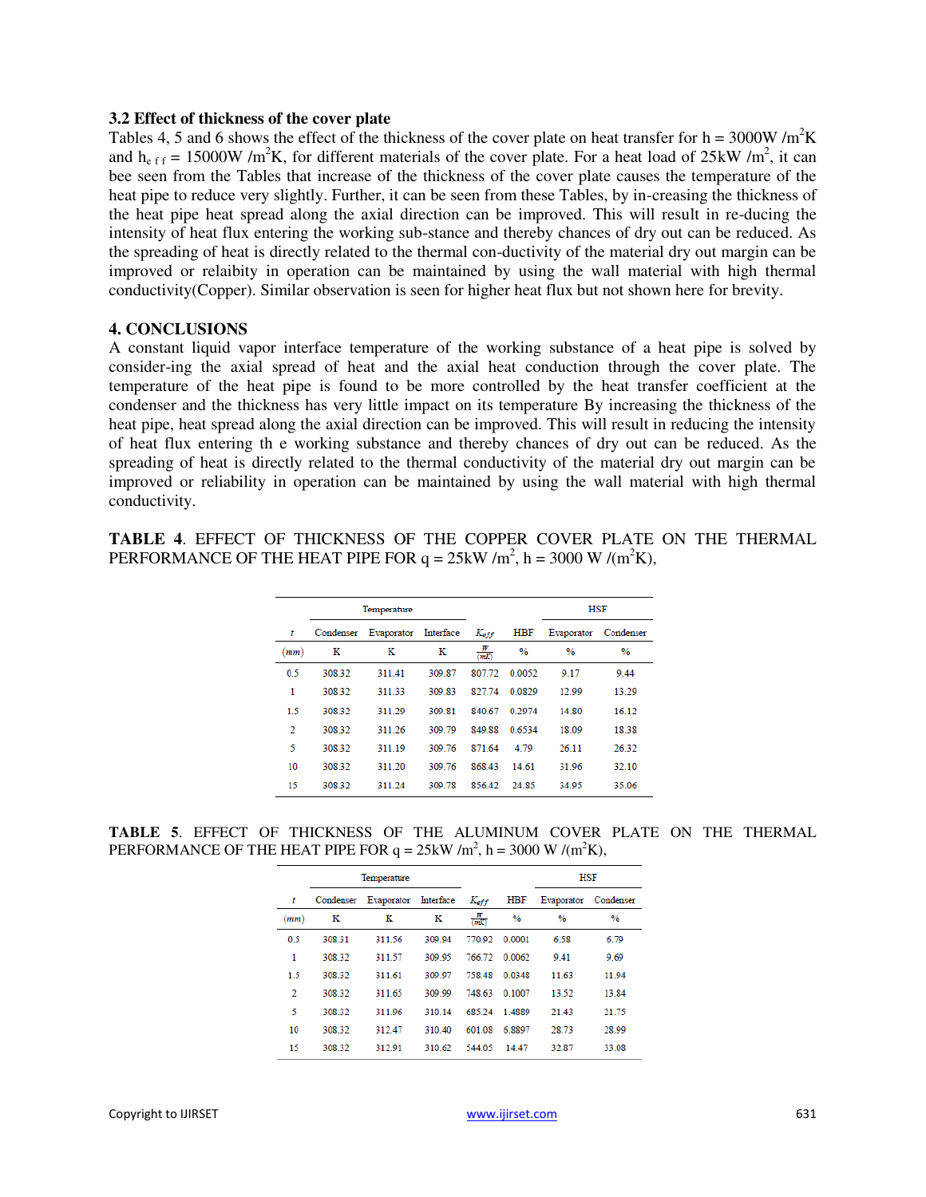### 3.2 Effect of thickness of the cover plate

Tables 4, 5 and 6 shows the effect of the thickness of the cover plate on heat transfer for h = 3000W /m$^2$K and $h_{eff}$ = 15000W /m$^2$K, for different materials of the cover plate. For a heat load of 25kW /m$^2$, it can bee seen from the Tables that increase of the thickness of the cover plate causes the temperature of the heat pipe to reduce very slightly. Further, it can be seen from these Tables, by in-creasing the thickness of the heat pipe heat spread along the axial direction can be improved. This will result in re-ducing the intensity of heat flux entering the working sub-stance and thereby chances of dry out can be reduced. As the spreading of heat is directly related to the thermal con-ductivity of the material dry out margin can be improved or relaibity in operation can be maintained by using the wall material with high thermal conductivity(Copper). Similar observation is seen for higher heat flux but not shown here for brevity.

### 4. CONCLUSIONS

A constant liquid vapor interface temperature of the working substance of a heat pipe is solved by consider-ing the axial spread of heat and the axial heat conduction through the cover plate. The temperature of the heat pipe is found to be more controlled by the heat transfer coefficient at the condenser and the thickness has very little impact on its temperature By increasing the thickness of the heat pipe, heat spread along the axial direction can be improved. This will result in reducing the intensity of heat flux entering th e working substance and thereby chances of dry out can be reduced. As the spreading of heat is directly related to the thermal conductivity of the material dry out margin can be improved or reliability in operation can be maintained by using the wall material with high thermal conductivity.

**TABLE 4**. EFFECT OF THICKNESS OF THE COPPER COVER PLATE ON THE THERMAL PERFORMANCE OF THE HEAT PIPE FOR q = 25kW /m$^2$, h = 3000 W /(m$^2$K),

| | Temperature | | | | | HSF | |
|---|---|---|---|---|---|---|---|
| $t$ | Condenser | Evaporator | Interface | $K_{eff}$ | HBF | Evaporator | Condenser |
| $(mm)$ | K | K | K | $\frac{W}{(mK)}$ | % | % | % |
| 0.5 | 308.32 | 311.41 | 309.87 | 807.72 | 0.0052 | 9.17 | 9.44 |
| 1 | 308.32 | 311.33 | 309.83 | 827.74 | 0.0829 | 12.99 | 13.29 |
| 1.5 | 308.32 | 311.29 | 309.81 | 840.67 | 0.2974 | 14.80 | 16.12 |
| 2 | 308.32 | 311.26 | 309.79 | 849.88 | 0.6534 | 18.09 | 18.38 |
| 5 | 308.32 | 311.19 | 309.76 | 871.64 | 4.79 | 26.11 | 26.32 |
| 10 | 308.32 | 311.20 | 309.76 | 868.43 | 14.61 | 31.96 | 32.10 |
| 15 | 308.32 | 311.24 | 309.78 | 856.42 | 24.85 | 34.95 | 35.06 |

**TABLE 5**. EFFECT OF THICKNESS OF THE ALUMINUM COVER PLATE ON THE THERMAL PERFORMANCE OF THE HEAT PIPE FOR q = 25kW /m$^2$, h = 3000 W /(m$^2$K),

| | Temperature | | | | | HSF | |
|---|---|---|---|---|---|---|---|
| $t$ | Condenser | Evaporator | Interface | $K_{eff}$ | HBF | Evaporator | Condenser |
| $(mm)$ | K | K | K | $\frac{W}{(mK)}$ | % | % | % |
| 0.5 | 308.31 | 311.56 | 309.94 | 770.92 | 0.0001 | 6.58 | 6.79 |
| 1 | 308.32 | 311.57 | 309.95 | 766.72 | 0.0062 | 9.41 | 9.69 |
| 1.5 | 308.32 | 311.61 | 309.97 | 758.48 | 0.0348 | 11.63 | 11.94 |
| 2 | 308.32 | 311.65 | 309.99 | 748.63 | 0.1007 | 13.52 | 13.84 |
| 5 | 308.32 | 311.96 | 310.14 | 685.24 | 1.4889 | 21.43 | 21.75 |
| 10 | 308.32 | 312.47 | 310.40 | 601.08 | 6.8897 | 28.73 | 28.99 |
| 15 | 308.32 | 312.91 | 310.62 | 544.05 | 14.47 | 32.87 | 33.08 |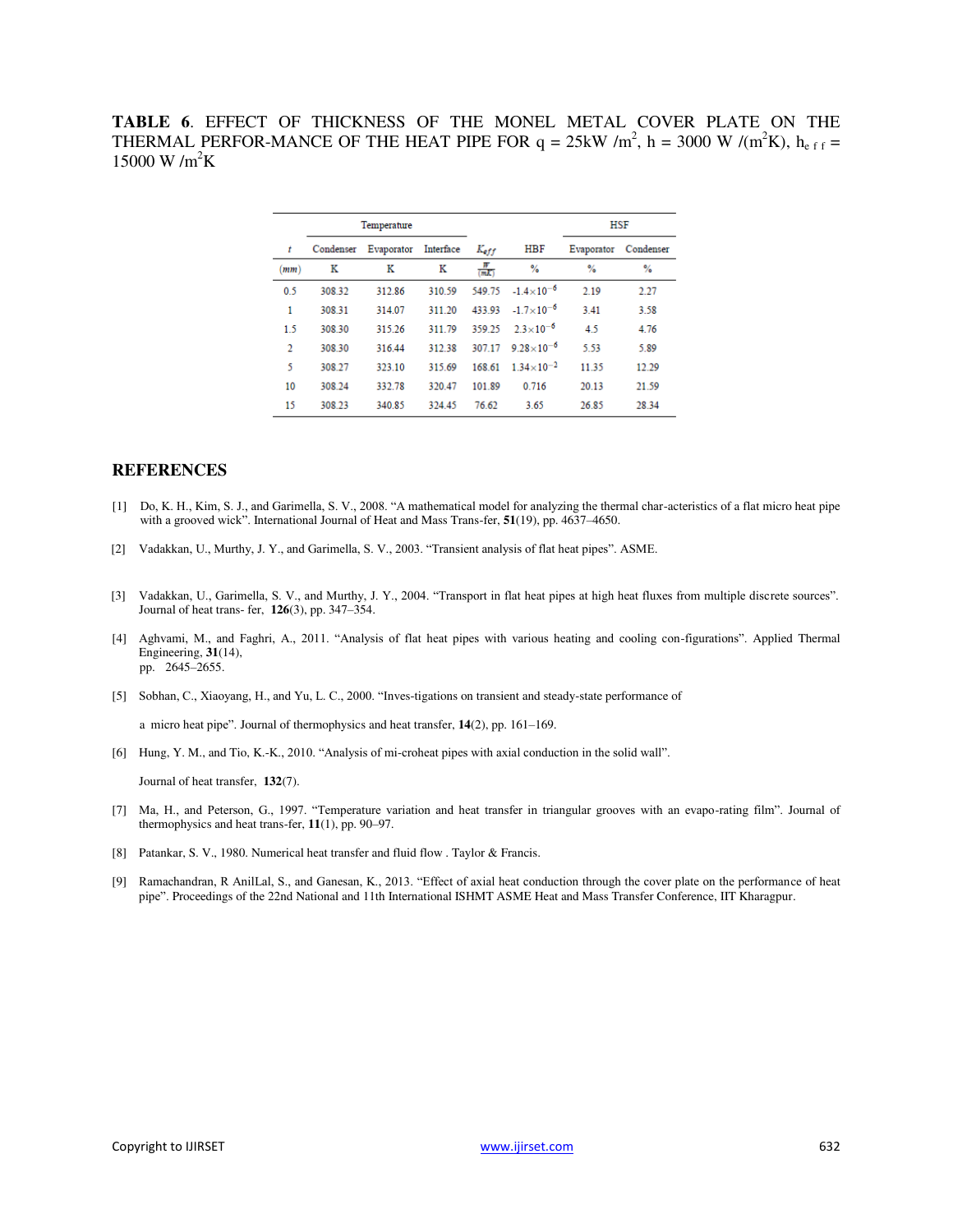**TABLE 6**. EFFECT OF THICKNESS OF THE MONEL METAL COVER PLATE ON THE THERMAL PERFOR-MANCE OF THE HEAT PIPE FOR q = 25kW /m$^2$, h = 3000 W /(m$^2$K), $h_{eff}$ = 15000 W /m$^2$K

| | Temperature | | | | | HSF | |
|---|---|---|---|---|---|---|---|
| $t$ | Condenser | Evaporator | Interface | $K_{eff}$ | HBF | Evaporator | Condenser |
| $(mm)$ | K | K | K | $\frac{W}{(mK)}$ | % | % | % |
| 0.5 | 308.32 | 312.86 | 310.59 | 549.75 | $-1.4\times10^{-6}$ | 2.19 | 2.27 |
| 1 | 308.31 | 314.07 | 311.20 | 433.93 | $-1.7\times10^{-6}$ | 3.41 | 3.58 |
| 1.5 | 308.30 | 315.26 | 311.79 | 359.25 | $2.3\times10^{-6}$ | 4.5 | 4.76 |
| 2 | 308.30 | 316.44 | 312.38 | 307.17 | $9.28\times10^{-6}$ | 5.53 | 5.89 |
| 5 | 308.27 | 323.10 | 315.69 | 168.61 | $1.34\times10^{-2}$ | 11.35 | 12.29 |
| 10 | 308.24 | 332.78 | 320.47 | 101.89 | 0.716 | 20.13 | 21.59 |
| 15 | 308.23 | 340.85 | 324.45 | 76.62 | 3.65 | 26.85 | 28.34 |

## REFERENCES

[1] Do, K. H., Kim, S. J., and Garimella, S. V., 2008. "A mathematical model for analyzing the thermal char-acteristics of a flat micro heat pipe with a grooved wick". International Journal of Heat and Mass Trans-fer, **51**(19), pp. 4637–4650.

[2] Vadakkan, U., Murthy, J. Y., and Garimella, S. V., 2003. "Transient analysis of flat heat pipes". ASME.

[3] Vadakkan, U., Garimella, S. V., and Murthy, J. Y., 2004. "Transport in flat heat pipes at high heat fluxes from multiple discrete sources". Journal of heat trans- fer, **126**(3), pp. 347–354.

[4] Aghvami, M., and Faghri, A., 2011. "Analysis of flat heat pipes with various heating and cooling con-figurations". Applied Thermal Engineering, **31**(14), pp. 2645–2655.

[5] Sobhan, C., Xiaoyang, H., and Yu, L. C., 2000. "Inves-tigations on transient and steady-state performance of a micro heat pipe". Journal of thermophysics and heat transfer, **14**(2), pp. 161–169.

[6] Hung, Y. M., and Tio, K.-K., 2010. "Analysis of mi-croheat pipes with axial conduction in the solid wall". Journal of heat transfer, **132**(7).

[7] Ma, H., and Peterson, G., 1997. "Temperature variation and heat transfer in triangular grooves with an evapo-rating film". Journal of thermophysics and heat trans-fer, **11**(1), pp. 90–97.

[8] Patankar, S. V., 1980. Numerical heat transfer and fluid flow . Taylor & Francis.

[9] Ramachandran, R AnilLal, S., and Ganesan, K., 2013. "Effect of axial heat conduction through the cover plate on the performance of heat pipe". Proceedings of the 22nd National and 11th International ISHMT ASME Heat and Mass Transfer Conference, IIT Kharagpur.